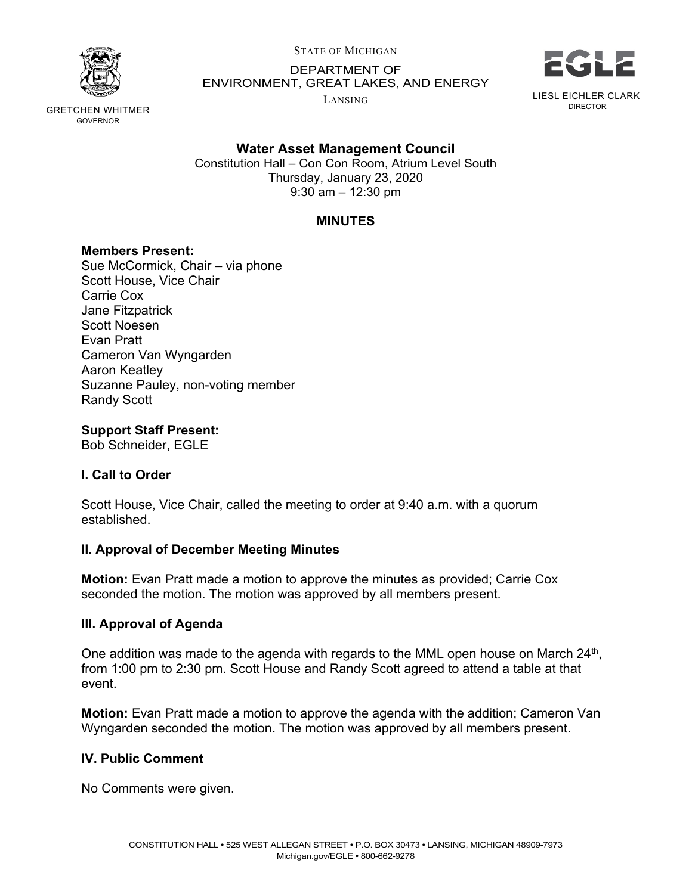STATE OF MICHIGAN

DEPARTMENT OF ENVIRONMENT, GREAT LAKES, AND ENERGY

LANSING

GRETCHEN WHITMER
GOVERNOR

LIESL EICHLER CLARK
DIRECTOR

# Water Asset Management Council

Constitution Hall – Con Con Room, Atrium Level South
Thursday, January 23, 2020
9:30 am – 12:30 pm

## MINUTES

**Members Present:**
Sue McCormick, Chair – via phone
Scott House, Vice Chair
Carrie Cox
Jane Fitzpatrick
Scott Noesen
Evan Pratt
Cameron Van Wyngarden
Aaron Keatley
Suzanne Pauley, non-voting member
Randy Scott

**Support Staff Present:**
Bob Schneider, EGLE

### I. Call to Order

Scott House, Vice Chair, called the meeting to order at 9:40 a.m. with a quorum established.

### II. Approval of December Meeting Minutes

**Motion:** Evan Pratt made a motion to approve the minutes as provided; Carrie Cox seconded the motion. The motion was approved by all members present.

### III. Approval of Agenda

One addition was made to the agenda with regards to the MML open house on March 24th, from 1:00 pm to 2:30 pm. Scott House and Randy Scott agreed to attend a table at that event.

**Motion:** Evan Pratt made a motion to approve the agenda with the addition; Cameron Van Wyngarden seconded the motion. The motion was approved by all members present.

### IV. Public Comment

No Comments were given.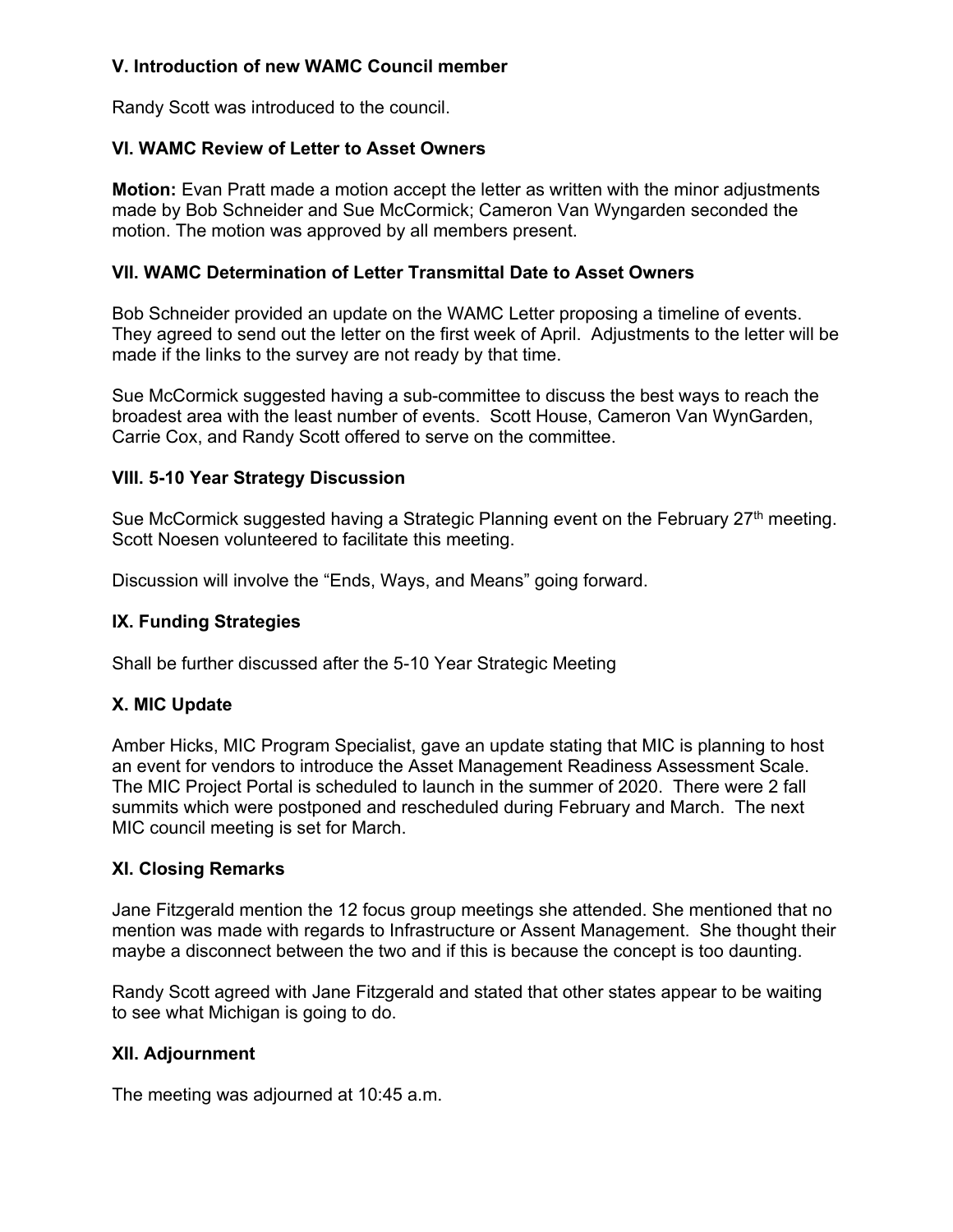### V. Introduction of new WAMC Council member

Randy Scott was introduced to the council.

### VI. WAMC Review of Letter to Asset Owners

**Motion:** Evan Pratt made a motion accept the letter as written with the minor adjustments made by Bob Schneider and Sue McCormick; Cameron Van Wyngarden seconded the motion. The motion was approved by all members present.

### VII. WAMC Determination of Letter Transmittal Date to Asset Owners

Bob Schneider provided an update on the WAMC Letter proposing a timeline of events. They agreed to send out the letter on the first week of April. Adjustments to the letter will be made if the links to the survey are not ready by that time.

Sue McCormick suggested having a sub-committee to discuss the best ways to reach the broadest area with the least number of events. Scott House, Cameron Van WynGarden, Carrie Cox, and Randy Scott offered to serve on the committee.

### VIII. 5-10 Year Strategy Discussion

Sue McCormick suggested having a Strategic Planning event on the February 27th meeting. Scott Noesen volunteered to facilitate this meeting.

Discussion will involve the "Ends, Ways, and Means" going forward.

### IX. Funding Strategies

Shall be further discussed after the 5-10 Year Strategic Meeting

### X. MIC Update

Amber Hicks, MIC Program Specialist, gave an update stating that MIC is planning to host an event for vendors to introduce the Asset Management Readiness Assessment Scale. The MIC Project Portal is scheduled to launch in the summer of 2020. There were 2 fall summits which were postponed and rescheduled during February and March. The next MIC council meeting is set for March.

### XI. Closing Remarks

Jane Fitzgerald mention the 12 focus group meetings she attended. She mentioned that no mention was made with regards to Infrastructure or Assent Management. She thought their maybe a disconnect between the two and if this is because the concept is too daunting.

Randy Scott agreed with Jane Fitzgerald and stated that other states appear to be waiting to see what Michigan is going to do.

### XII. Adjournment

The meeting was adjourned at 10:45 a.m.